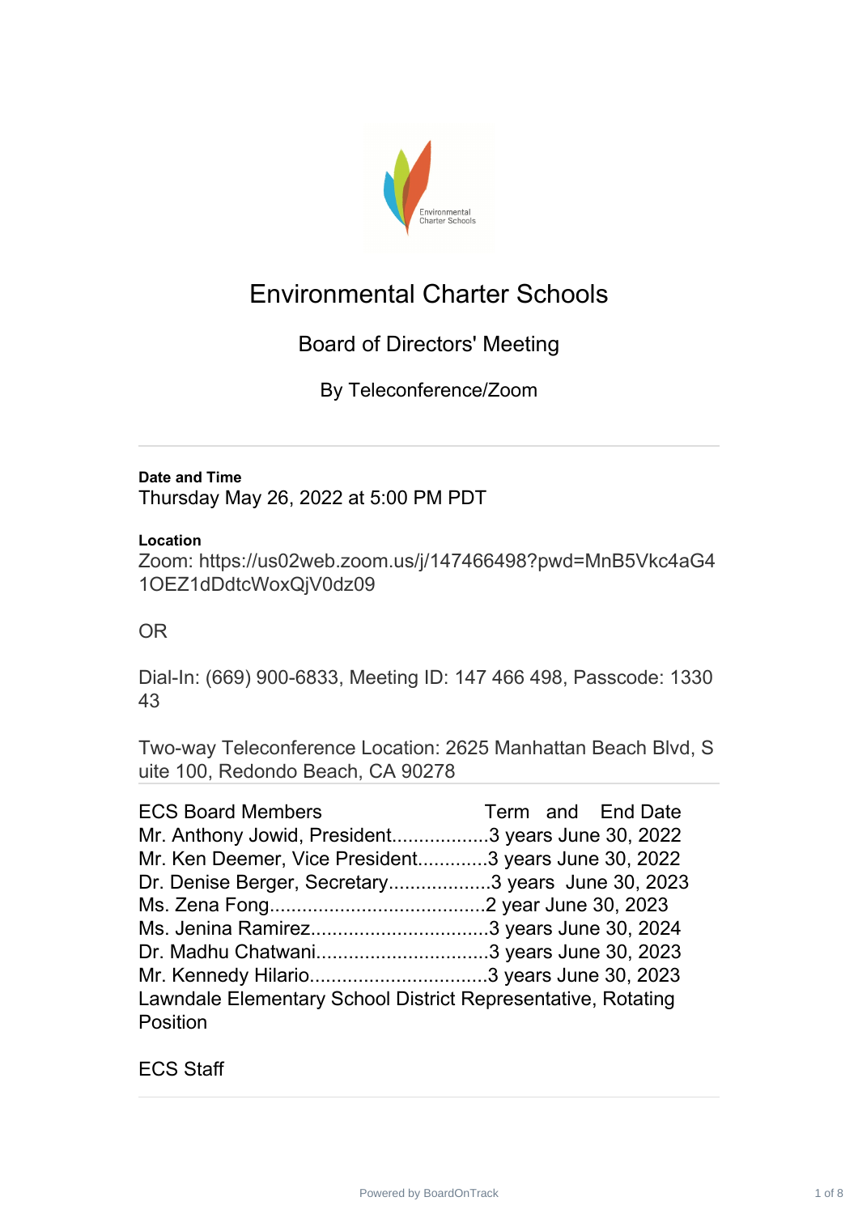# Environmental Charter Schools

## Board of Directors' Meeting

### By Teleconference/Zoom

---

**Date and Time**

Thursday May 26, 2022 at 5:00 PM PDT

**Location**

Zoom: https://us02web.zoom.us/j/147466498?pwd=MnB5Vkc4aG41OEZ1dDdtcWoxQjV0dz09

OR

Dial-In: (669) 900-6833, Meeting ID: 147 466 498, Passcode: 133043

Two-way Teleconference Location: 2625 Manhattan Beach Blvd, Suite 100, Redondo Beach, CA 90278

---

ECS Board Members Term and End Date

Mr. Anthony Jowid, President..................3 years June 30, 2022

Mr. Ken Deemer, Vice President.............3 years June 30, 2022

Dr. Denise Berger, Secretary...................3 years June 30, 2023

Ms. Zena Fong........................................2 year June 30, 2023

Ms. Jenina Ramirez.................................3 years June 30, 2024

Dr. Madhu Chatwani................................3 years June 30, 2023

Mr. Kennedy Hilario................................3 years June 30, 2023

Lawndale Elementary School District Representative, Rotating Position

ECS Staff

---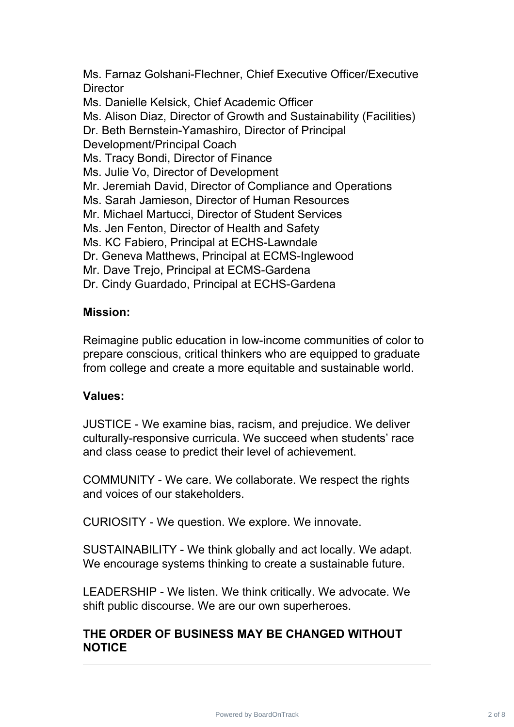Ms. Farnaz Golshani-Flechner, Chief Executive Officer/Executive Director
Ms. Danielle Kelsick, Chief Academic Officer
Ms. Alison Diaz, Director of Growth and Sustainability (Facilities)
Dr. Beth Bernstein-Yamashiro, Director of Principal Development/Principal Coach
Ms. Tracy Bondi, Director of Finance
Ms. Julie Vo, Director of Development
Mr. Jeremiah David, Director of Compliance and Operations
Ms. Sarah Jamieson, Director of Human Resources
Mr. Michael Martucci, Director of Student Services
Ms. Jen Fenton, Director of Health and Safety
Ms. KC Fabiero, Principal at ECHS-Lawndale
Dr. Geneva Matthews, Principal at ECMS-Inglewood
Mr. Dave Trejo, Principal at ECMS-Gardena
Dr. Cindy Guardado, Principal at ECHS-Gardena

**Mission:**

Reimagine public education in low-income communities of color to prepare conscious, critical thinkers who are equipped to graduate from college and create a more equitable and sustainable world.

**Values:**

JUSTICE - We examine bias, racism, and prejudice. We deliver culturally-responsive curricula. We succeed when students' race and class cease to predict their level of achievement.

COMMUNITY - We care. We collaborate. We respect the rights and voices of our stakeholders.

CURIOSITY - We question. We explore. We innovate.

SUSTAINABILITY - We think globally and act locally. We adapt. We encourage systems thinking to create a sustainable future.

LEADERSHIP - We listen. We think critically. We advocate. We shift public discourse. We are our own superheroes.

**THE ORDER OF BUSINESS MAY BE CHANGED WITHOUT NOTICE**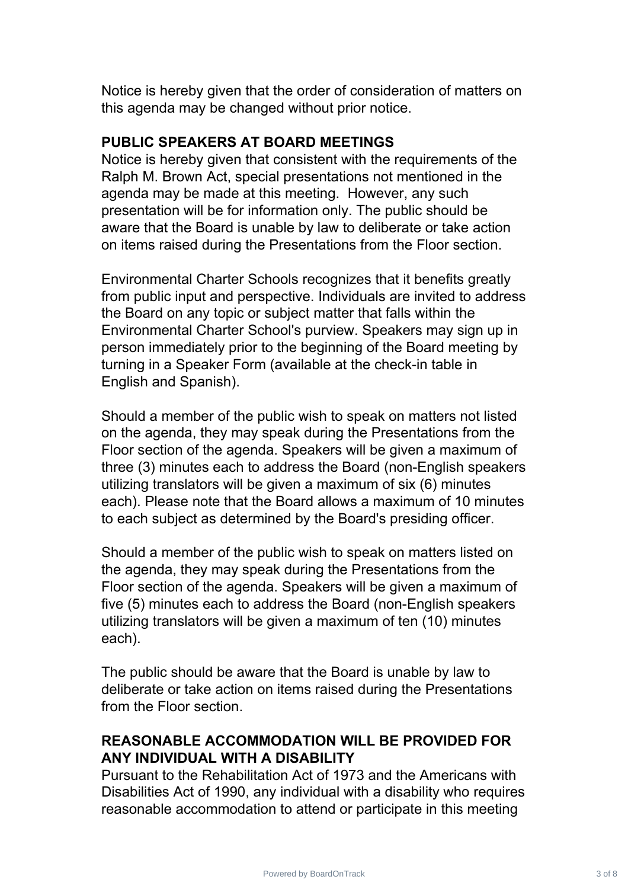Notice is hereby given that the order of consideration of matters on this agenda may be changed without prior notice.

**PUBLIC SPEAKERS AT BOARD MEETINGS**

Notice is hereby given that consistent with the requirements of the Ralph M. Brown Act, special presentations not mentioned in the agenda may be made at this meeting. However, any such presentation will be for information only. The public should be aware that the Board is unable by law to deliberate or take action on items raised during the Presentations from the Floor section.

Environmental Charter Schools recognizes that it benefits greatly from public input and perspective. Individuals are invited to address the Board on any topic or subject matter that falls within the Environmental Charter School's purview. Speakers may sign up in person immediately prior to the beginning of the Board meeting by turning in a Speaker Form (available at the check-in table in English and Spanish).

Should a member of the public wish to speak on matters not listed on the agenda, they may speak during the Presentations from the Floor section of the agenda. Speakers will be given a maximum of three (3) minutes each to address the Board (non-English speakers utilizing translators will be given a maximum of six (6) minutes each). Please note that the Board allows a maximum of 10 minutes to each subject as determined by the Board's presiding officer.

Should a member of the public wish to speak on matters listed on the agenda, they may speak during the Presentations from the Floor section of the agenda. Speakers will be given a maximum of five (5) minutes each to address the Board (non-English speakers utilizing translators will be given a maximum of ten (10) minutes each).

The public should be aware that the Board is unable by law to deliberate or take action on items raised during the Presentations from the Floor section.

**REASONABLE ACCOMMODATION WILL BE PROVIDED FOR ANY INDIVIDUAL WITH A DISABILITY**

Pursuant to the Rehabilitation Act of 1973 and the Americans with Disabilities Act of 1990, any individual with a disability who requires reasonable accommodation to attend or participate in this meeting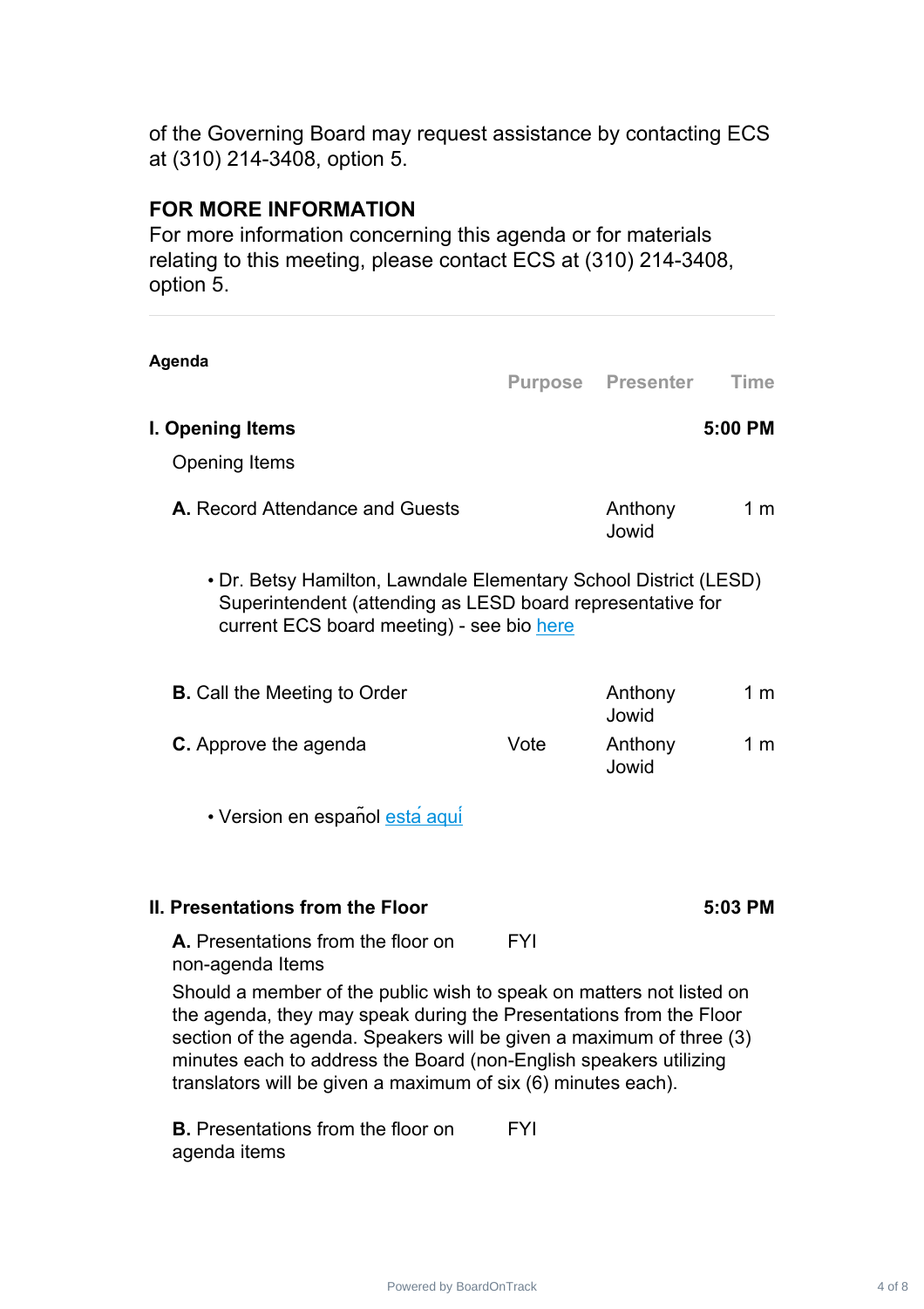of the Governing Board may request assistance by contacting ECS at (310) 214-3408, option 5.

## FOR MORE INFORMATION

For more information concerning this agenda or for materials relating to this meeting, please contact ECS at (310) 214-3408, option 5.

---

### Agenda

| | Purpose | Presenter | Time |
|---|---|---|---|
| **I. Opening Items** | | | **5:00 PM** |
| Opening Items | | | |
| **A.** Record Attendance and Guests | | Anthony Jowid | 1 m |

- Dr. Betsy Hamilton, Lawndale Elementary School District (LESD) Superintendent (attending as LESD board representative for current ECS board meeting) - see bio here

| | Purpose | Presenter | Time |
|---|---|---|---|
| **B.** Call the Meeting to Order | | Anthony Jowid | 1 m |
| **C.** Approve the agenda | Vote | Anthony Jowid | 1 m |

- Version en español está aquí

| | Purpose | Presenter | Time |
|---|---|---|---|
| **II. Presentations from the Floor** | | | **5:03 PM** |
| **A.** Presentations from the floor on non-agenda Items | FYI | | |

Should a member of the public wish to speak on matters not listed on the agenda, they may speak during the Presentations from the Floor section of the agenda. Speakers will be given a maximum of three (3) minutes each to address the Board (non-English speakers utilizing translators will be given a maximum of six (6) minutes each).

| | Purpose | Presenter | Time |
|---|---|---|---|
| **B.** Presentations from the floor on agenda items | FYI | | |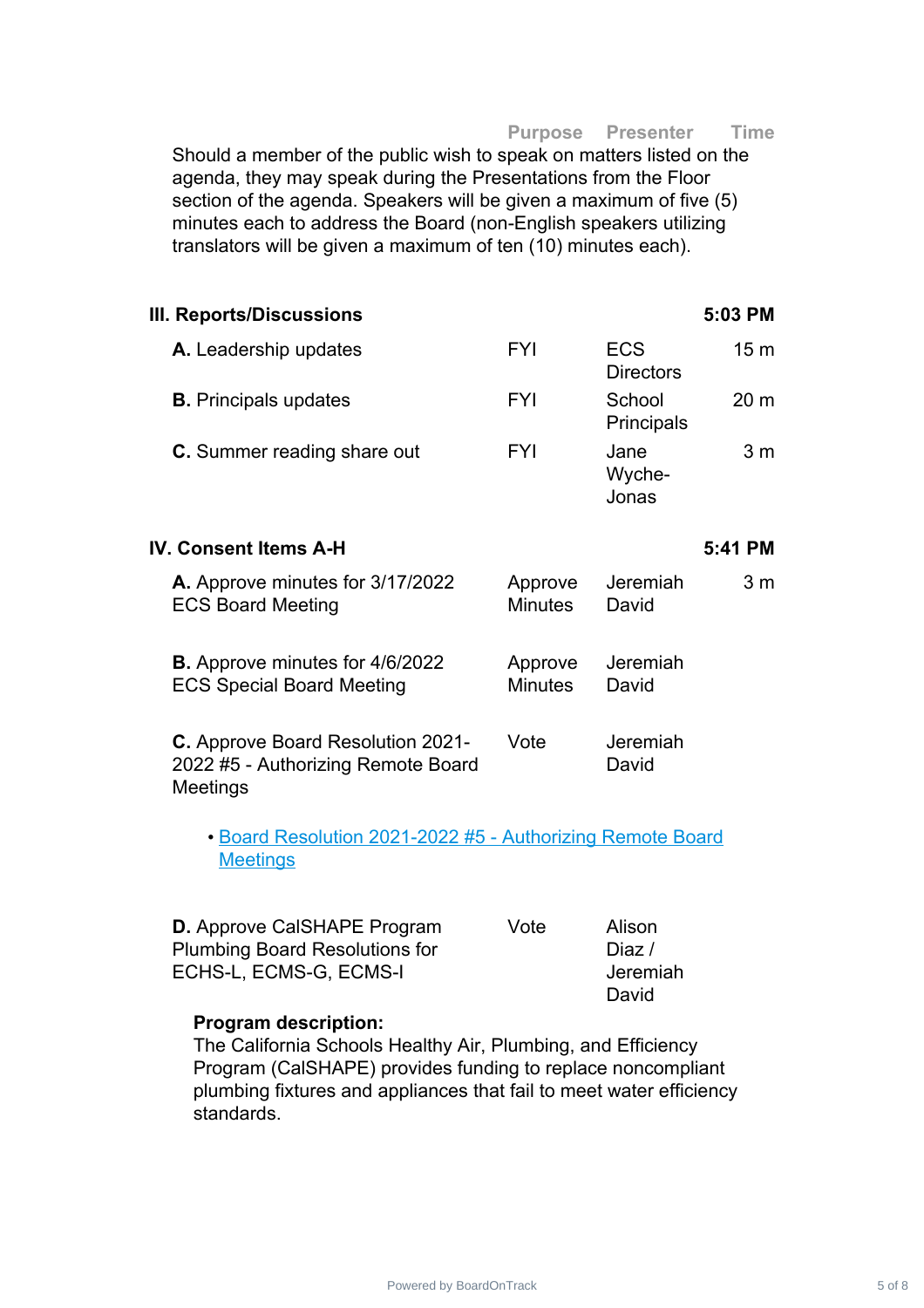| | Purpose | Presenter | Time |
|---|---|---|---|

Should a member of the public wish to speak on matters listed on the agenda, they may speak during the Presentations from the Floor section of the agenda. Speakers will be given a maximum of five (5) minutes each to address the Board (non-English speakers utilizing translators will be given a maximum of ten (10) minutes each).

| **III. Reports/Discussions** | | | **5:03 PM** |
|---|---|---|---|
| **A.** Leadership updates | FYI | ECS Directors | 15 m |
| **B.** Principals updates | FYI | School Principals | 20 m |
| **C.** Summer reading share out | FYI | Jane Wyche-Jonas | 3 m |

| **IV. Consent Items A-H** | | | **5:41 PM** |
|---|---|---|---|
| **A.** Approve minutes for 3/17/2022 ECS Board Meeting | Approve Minutes | Jeremiah David | 3 m |
| **B.** Approve minutes for 4/6/2022 ECS Special Board Meeting | Approve Minutes | Jeremiah David | |
| **C.** Approve Board Resolution 2021-2022 #5 - Authorizing Remote Board Meetings | Vote | Jeremiah David | |

- Board Resolution 2021-2022 #5 - Authorizing Remote Board Meetings

| | | | |
|---|---|---|---|
| **D.** Approve CalSHAPE Program Plumbing Board Resolutions for ECHS-L, ECMS-G, ECMS-I | Vote | Alison Diaz / Jeremiah David | |

**Program description:**
The California Schools Healthy Air, Plumbing, and Efficiency Program (CalSHAPE) provides funding to replace noncompliant plumbing fixtures and appliances that fail to meet water efficiency standards.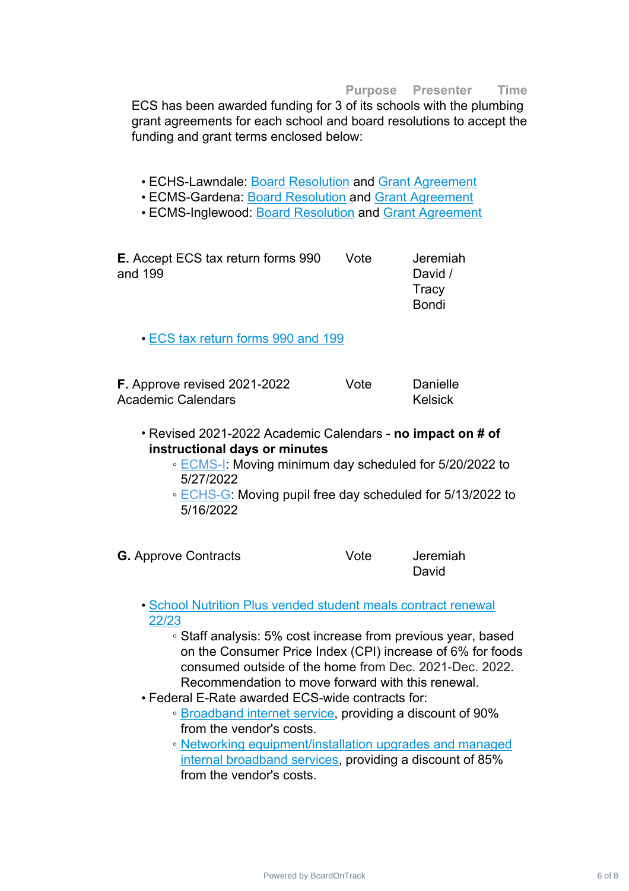| | Purpose | Presenter | Time |
|---|---|---|---|

ECS has been awarded funding for 3 of its schools with the plumbing grant agreements for each school and board resolutions to accept the funding and grant terms enclosed below:

- ECHS-Lawndale: Board Resolution and Grant Agreement
- ECMS-Gardena: Board Resolution and Grant Agreement
- ECMS-Inglewood: Board Resolution and Grant Agreement

| | Purpose | Presenter | Time |
|---|---|---|---|
| **E.** Accept ECS tax return forms 990 and 199 | Vote | Jeremiah David / Tracy Bondi | |

- ECS tax return forms 990 and 199

| | Purpose | Presenter | Time |
|---|---|---|---|
| **F.** Approve revised 2021-2022 Academic Calendars | Vote | Danielle Kelsick | |

- Revised 2021-2022 Academic Calendars - **no impact on # of instructional days or minutes**
  - ECMS-I: Moving minimum day scheduled for 5/20/2022 to 5/27/2022
  - ECHS-G: Moving pupil free day scheduled for 5/13/2022 to 5/16/2022

| | Purpose | Presenter | Time |
|---|---|---|---|
| **G.** Approve Contracts | Vote | Jeremiah David | |

- School Nutrition Plus vended student meals contract renewal 22/23
  - Staff analysis: 5% cost increase from previous year, based on the Consumer Price Index (CPI) increase of 6% for foods consumed outside of the home from Dec. 2021-Dec. 2022. Recommendation to move forward with this renewal.
- Federal E-Rate awarded ECS-wide contracts for:
  - Broadband internet service, providing a discount of 90% from the vendor's costs.
  - Networking equipment/installation upgrades and managed internal broadband services, providing a discount of 85% from the vendor's costs.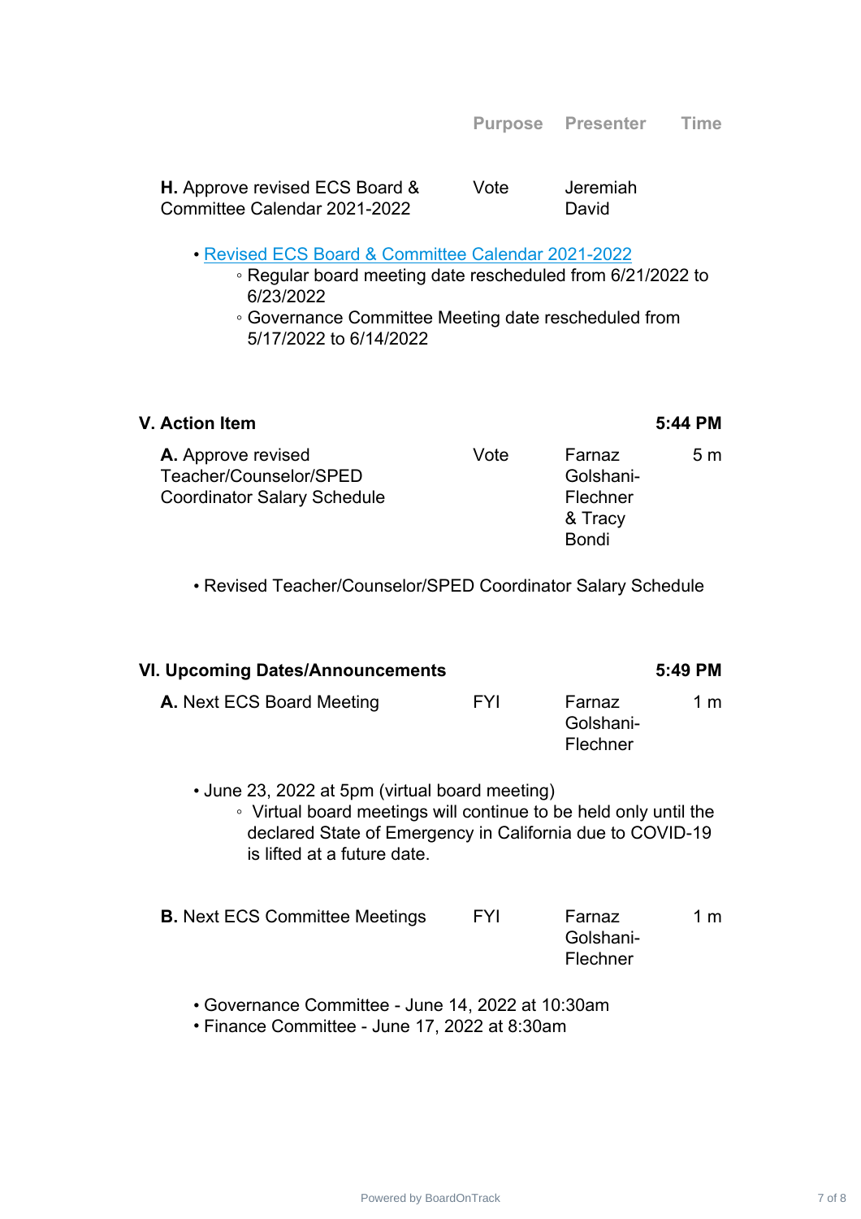| | Purpose | Presenter | Time |
|---|---|---|---|
| **H.** Approve revised ECS Board & Committee Calendar 2021-2022 | Vote | Jeremiah David | |

- Revised ECS Board & Committee Calendar 2021-2022
  - Regular board meeting date rescheduled from 6/21/2022 to 6/23/2022
  - Governance Committee Meeting date rescheduled from 5/17/2022 to 6/14/2022

## V. Action Item — 5:44 PM

| | Purpose | Presenter | Time |
|---|---|---|---|
| **A.** Approve revised Teacher/Counselor/SPED Coordinator Salary Schedule | Vote | Farnaz Golshani-Flechner & Tracy Bondi | 5 m |

- Revised Teacher/Counselor/SPED Coordinator Salary Schedule

## VI. Upcoming Dates/Announcements — 5:49 PM

| | Purpose | Presenter | Time |
|---|---|---|---|
| **A.** Next ECS Board Meeting | FYI | Farnaz Golshani-Flechner | 1 m |

- June 23, 2022 at 5pm (virtual board meeting)
  - Virtual board meetings will continue to be held only until the declared State of Emergency in California due to COVID-19 is lifted at a future date.

| | Purpose | Presenter | Time |
|---|---|---|---|
| **B.** Next ECS Committee Meetings | FYI | Farnaz Golshani-Flechner | 1 m |

- Governance Committee - June 14, 2022 at 10:30am
- Finance Committee - June 17, 2022 at 8:30am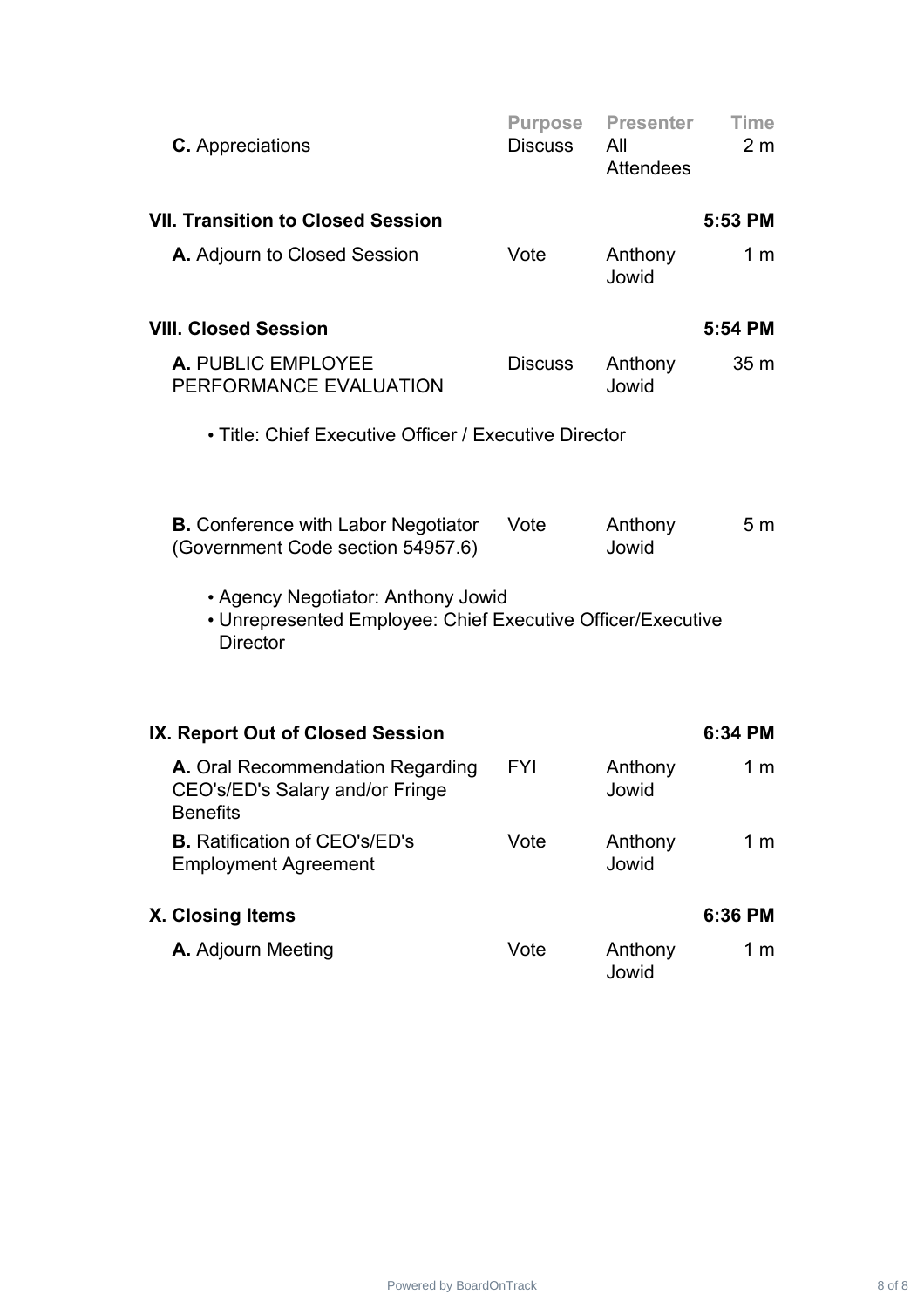| | Purpose | Presenter | Time |
|---|---|---|---|
| **C.** Appreciations | Discuss | All Attendees | 2 m |

| **VII. Transition to Closed Session** | | | **5:53 PM** |
|---|---|---|---|
| **A.** Adjourn to Closed Session | Vote | Anthony Jowid | 1 m |

| **VIII. Closed Session** | | | **5:54 PM** |
|---|---|---|---|
| **A.** PUBLIC EMPLOYEE PERFORMANCE EVALUATION | Discuss | Anthony Jowid | 35 m |

- Title: Chief Executive Officer / Executive Director

| | | | |
|---|---|---|---|
| **B.** Conference with Labor Negotiator (Government Code section 54957.6) | Vote | Anthony Jowid | 5 m |

- Agency Negotiator: Anthony Jowid
- Unrepresented Employee: Chief Executive Officer/Executive Director

| **IX. Report Out of Closed Session** | | | **6:34 PM** |
|---|---|---|---|
| **A.** Oral Recommendation Regarding CEO's/ED's Salary and/or Fringe Benefits | FYI | Anthony Jowid | 1 m |
| **B.** Ratification of CEO's/ED's Employment Agreement | Vote | Anthony Jowid | 1 m |

| **X. Closing Items** | | | **6:36 PM** |
|---|---|---|---|
| **A.** Adjourn Meeting | Vote | Anthony Jowid | 1 m |

Powered by BoardOnTrack